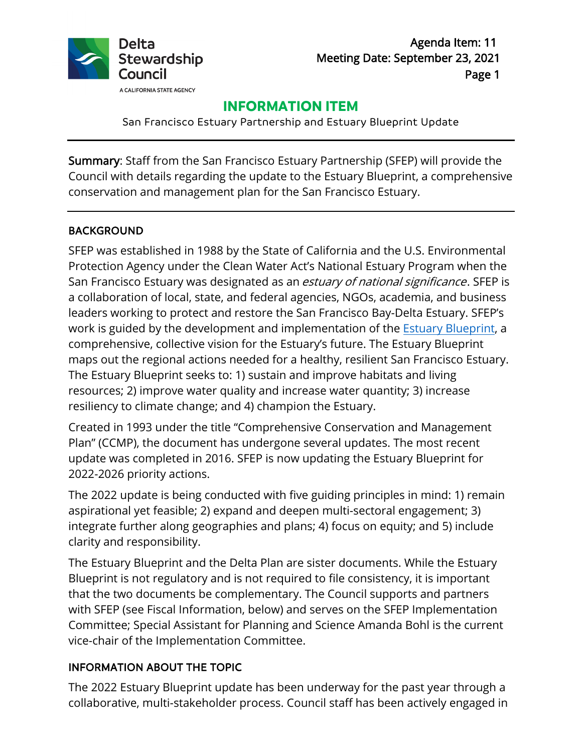Delta Stewardship Council

A CALIFORNIA STATE AGENCY

Agenda Item: 11
Meeting Date: September 23, 2021

# INFORMATION ITEM

San Francisco Estuary Partnership and Estuary Blueprint Update

---

**Summary**: Staff from the San Francisco Estuary Partnership (SFEP) will provide the Council with details regarding the update to the Estuary Blueprint, a comprehensive conservation and management plan for the San Francisco Estuary.

---

## BACKGROUND

SFEP was established in 1988 by the State of California and the U.S. Environmental Protection Agency under the Clean Water Act's National Estuary Program when the San Francisco Estuary was designated as an *estuary of national significance*. SFEP is a collaboration of local, state, and federal agencies, NGOs, academia, and business leaders working to protect and restore the San Francisco Bay-Delta Estuary. SFEP's work is guided by the development and implementation of the Estuary Blueprint, a comprehensive, collective vision for the Estuary's future. The Estuary Blueprint maps out the regional actions needed for a healthy, resilient San Francisco Estuary. The Estuary Blueprint seeks to: 1) sustain and improve habitats and living resources; 2) improve water quality and increase water quantity; 3) increase resiliency to climate change; and 4) champion the Estuary.

Created in 1993 under the title "Comprehensive Conservation and Management Plan" (CCMP), the document has undergone several updates. The most recent update was completed in 2016. SFEP is now updating the Estuary Blueprint for 2022-2026 priority actions.

The 2022 update is being conducted with five guiding principles in mind: 1) remain aspirational yet feasible; 2) expand and deepen multi-sectoral engagement; 3) integrate further along geographies and plans; 4) focus on equity; and 5) include clarity and responsibility.

The Estuary Blueprint and the Delta Plan are sister documents. While the Estuary Blueprint is not regulatory and is not required to file consistency, it is important that the two documents be complementary. The Council supports and partners with SFEP (see Fiscal Information, below) and serves on the SFEP Implementation Committee; Special Assistant for Planning and Science Amanda Bohl is the current vice-chair of the Implementation Committee.

## INFORMATION ABOUT THE TOPIC

The 2022 Estuary Blueprint update has been underway for the past year through a collaborative, multi-stakeholder process. Council staff has been actively engaged in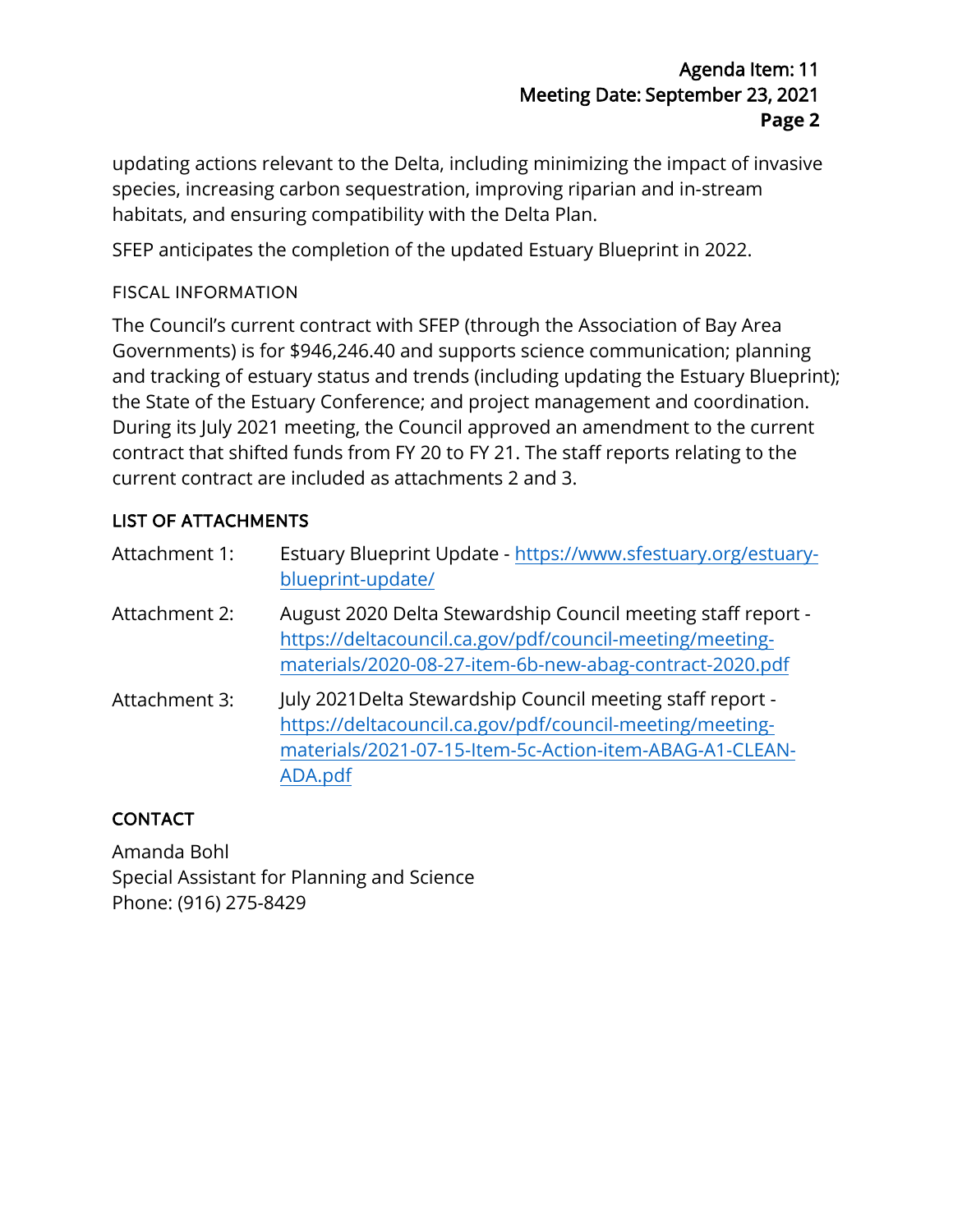updating actions relevant to the Delta, including minimizing the impact of invasive species, increasing carbon sequestration, improving riparian and in-stream habitats, and ensuring compatibility with the Delta Plan.

SFEP anticipates the completion of the updated Estuary Blueprint in 2022.

### FISCAL INFORMATION

The Council's current contract with SFEP (through the Association of Bay Area Governments) is for $946,246.40 and supports science communication; planning and tracking of estuary status and trends (including updating the Estuary Blueprint); the State of the Estuary Conference; and project management and coordination. During its July 2021 meeting, the Council approved an amendment to the current contract that shifted funds from FY 20 to FY 21. The staff reports relating to the current contract are included as attachments 2 and 3.

## LIST OF ATTACHMENTS

Attachment 1: Estuary Blueprint Update - https://www.sfestuary.org/estuary-blueprint-update/

Attachment 2: August 2020 Delta Stewardship Council meeting staff report - https://deltacouncil.ca.gov/pdf/council-meeting/meeting-materials/2020-08-27-item-6b-new-abag-contract-2020.pdf

Attachment 3: July 2021Delta Stewardship Council meeting staff report - https://deltacouncil.ca.gov/pdf/council-meeting/meeting-materials/2021-07-15-Item-5c-Action-item-ABAG-A1-CLEAN-ADA.pdf

## CONTACT

Amanda Bohl
Special Assistant for Planning and Science
Phone: (916) 275-8429